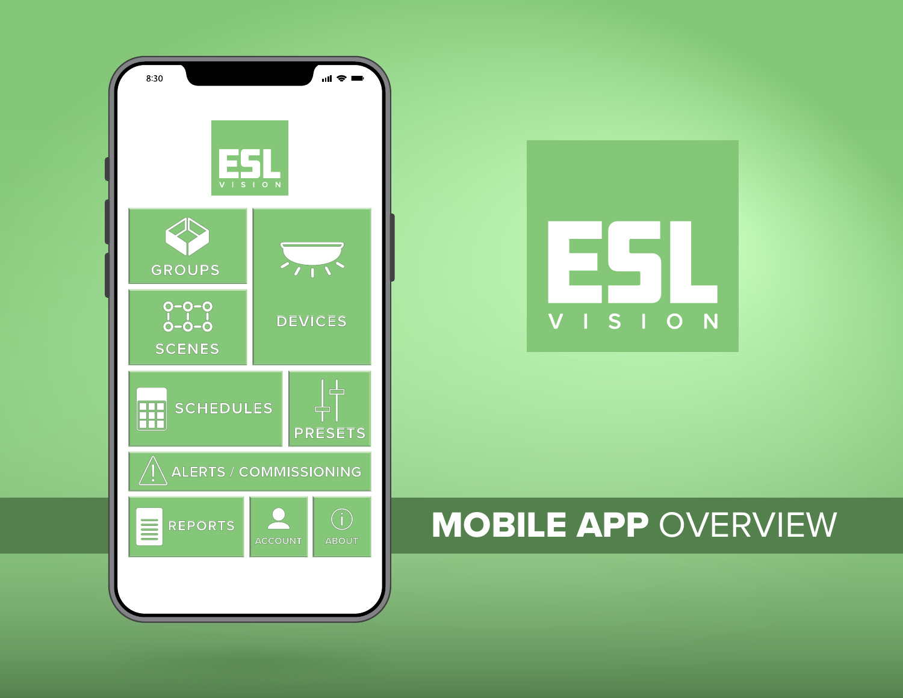ESL VISION

# MOBILE APP OVERVIEW

GROUPS

SCENES

DEVICES

SCHEDULES

PRESETS

ALERTS / COMMISSIONING

REPORTS

ACCOUNT

ABOUT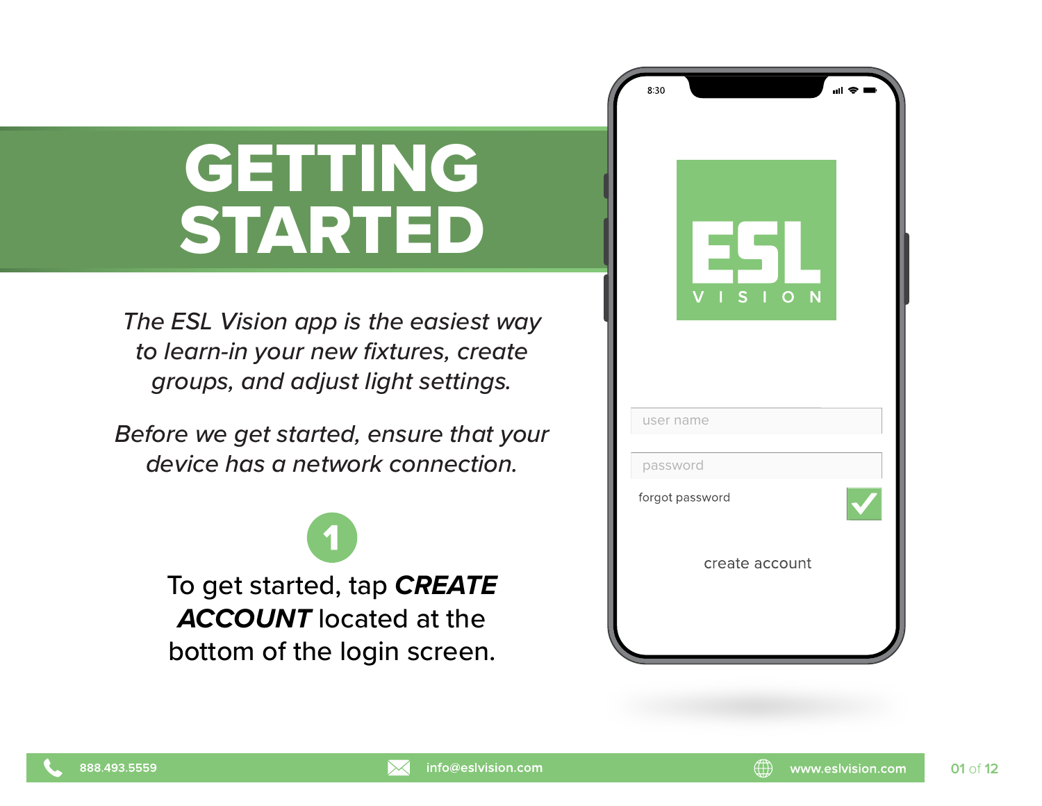# GETTING STARTED

*The ESL Vision app is the easiest way to learn-in your new fixtures, create groups, and adjust light settings.*

*Before we get started, ensure that your device has a network connection.*

**1**

To get started, tap ***CREATE ACCOUNT*** located at the bottom of the login screen.

8:30

ESL VISION

user name

password

forgot password

create account

888.493.5559 info@eslvision.com www.eslvision.com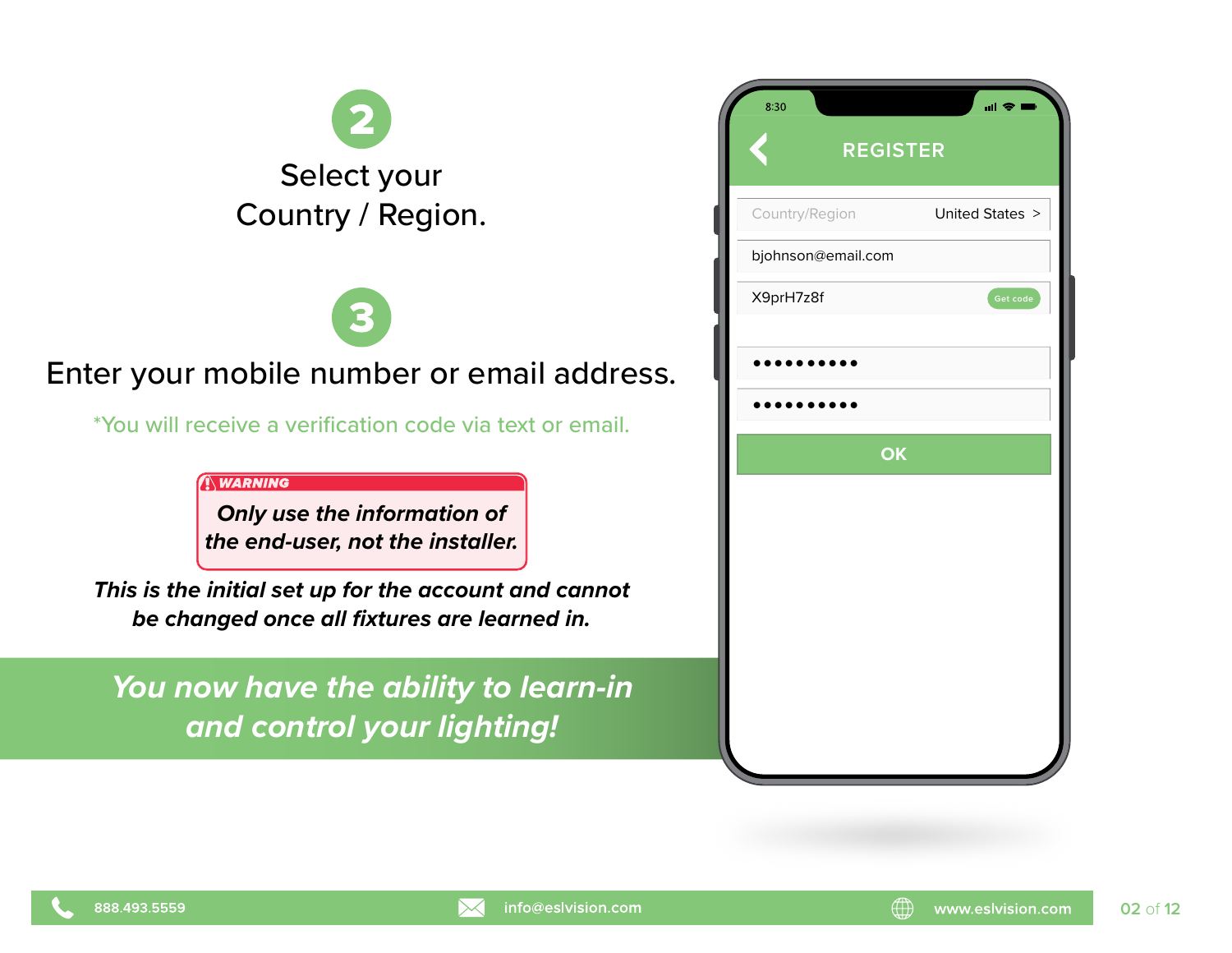## 2

Select your Country / Region.

## 3

Enter your mobile number or email address.

*You will receive a verification code via text or email.

**WARNING**

***Only use the information of the end-user, not the installer.***

***This is the initial set up for the account and cannot be changed once all fixtures are learned in.***

***You now have the ability to learn-in and control your lighting!***

REGISTER

Country/Region United States >

bjohnson@email.com

X9prH7z8f Get code

••••••••••

••••••••••

OK

888.493.5559 info@eslvision.com www.eslvision.com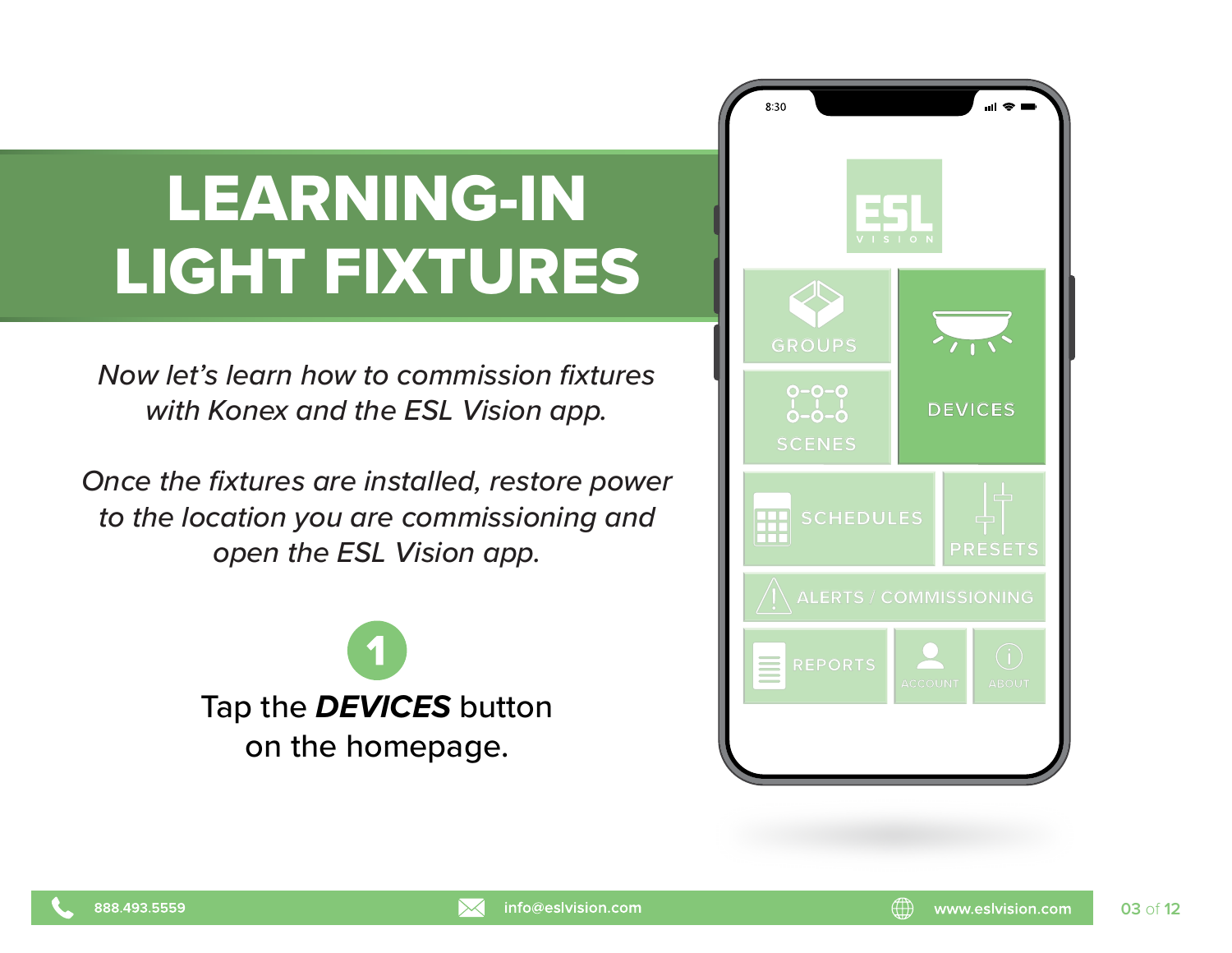# LEARNING-IN LIGHT FIXTURES

*Now let's learn how to commission fixtures with Konex and the ESL Vision app.*

*Once the fixtures are installed, restore power to the location you are commissioning and open the ESL Vision app.*

**1**

Tap the ***DEVICES*** button on the homepage.

888.493.5559 | info@eslvision.com | www.eslvision.com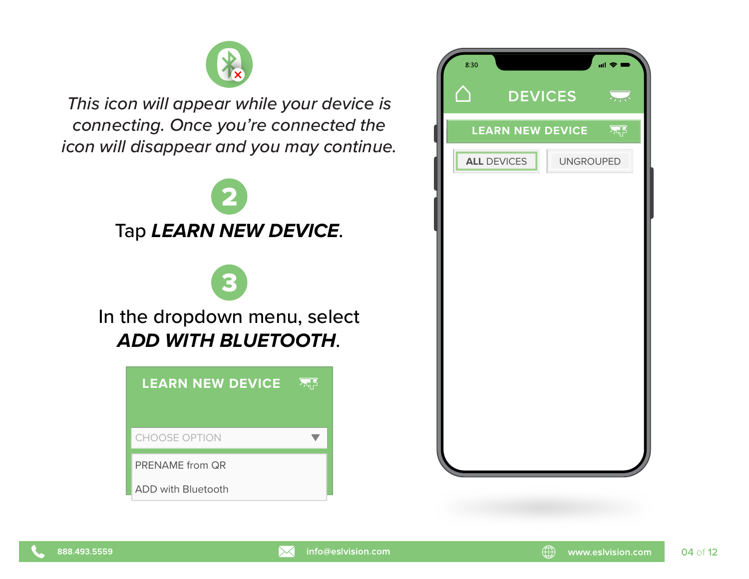*This icon will appear while your device is connecting. Once you're connected the icon will disappear and you may continue.*

**2**

Tap ***LEARN NEW DEVICE***.

**3**

In the dropdown menu, select ***ADD WITH BLUETOOTH***.

LEARN NEW DEVICE

CHOOSE OPTION

PRENAME from QR

ADD with Bluetooth

8:30

DEVICES

LEARN NEW DEVICE

ALL DEVICES | UNGROUPED

888.493.5559 | info@eslvision.com | www.eslvision.com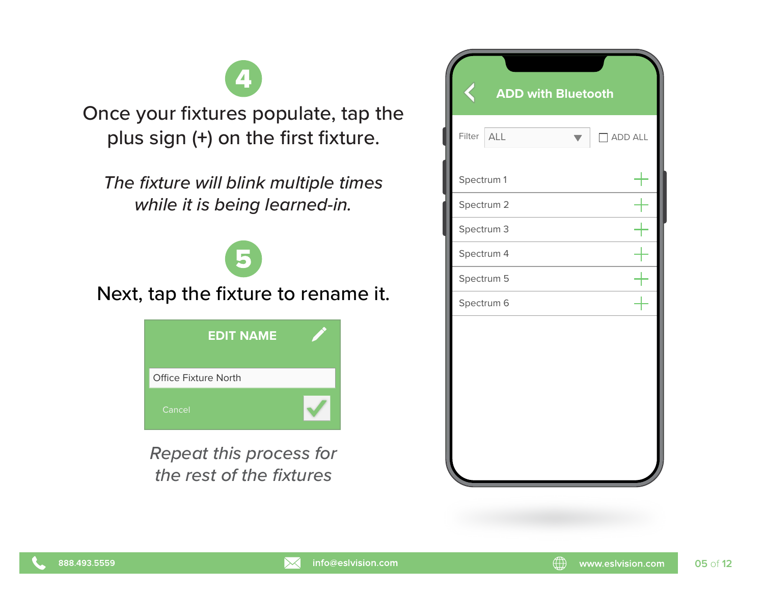## 4

Once your fixtures populate, tap the plus sign (+) on the first fixture.

*The fixture will blink multiple times while it is being learned-in.*

## 5

Next, tap the fixture to rename it.

**EDIT NAME**

Office Fixture North

Cancel

*Repeat this process for the rest of the fixtures*

**ADD with Bluetooth**

Filter ALL ☐ ADD ALL

- Spectrum 1 +
- Spectrum 2 +
- Spectrum 3 +
- Spectrum 4 +
- Spectrum 5 +
- Spectrum 6 +

888.493.5559 info@eslvision.com www.eslvision.com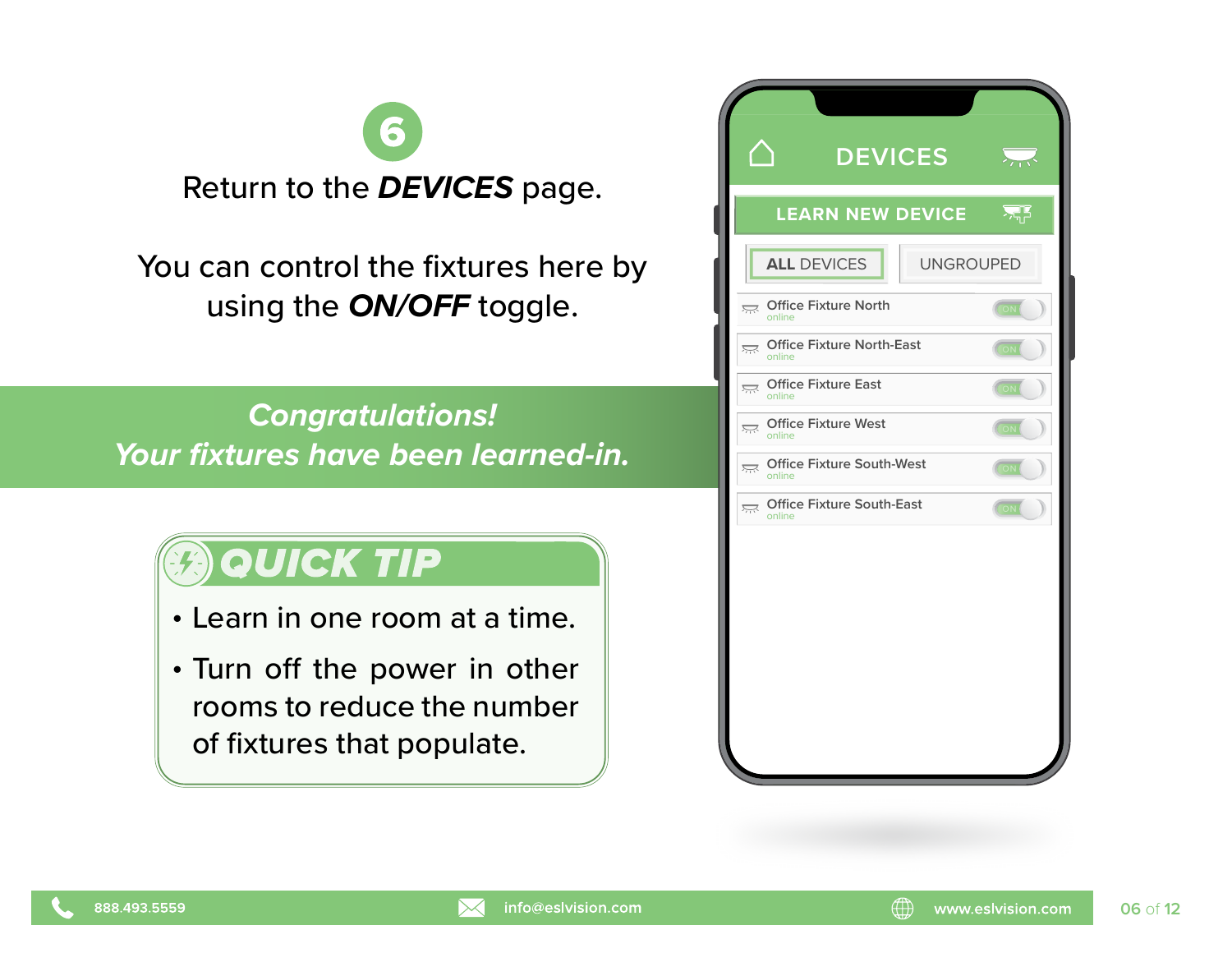## 6

Return to the ***DEVICES*** page.

You can control the fixtures here by using the ***ON/OFF*** toggle.

***Congratulations!***
***Your fixtures have been learned-in.***

### QUICK TIP

- Learn in one room at a time.
- Turn off the power in other rooms to reduce the number of fixtures that populate.

DEVICES

LEARN NEW DEVICE

ALL DEVICES | UNGROUPED

- Office Fixture North — online — ON
- Office Fixture North-East — online — ON
- Office Fixture East — online — ON
- Office Fixture West — online — ON
- Office Fixture South-West — online — ON
- Office Fixture South-East — online — ON

888.493.5559 | info@eslvision.com | www.eslvision.com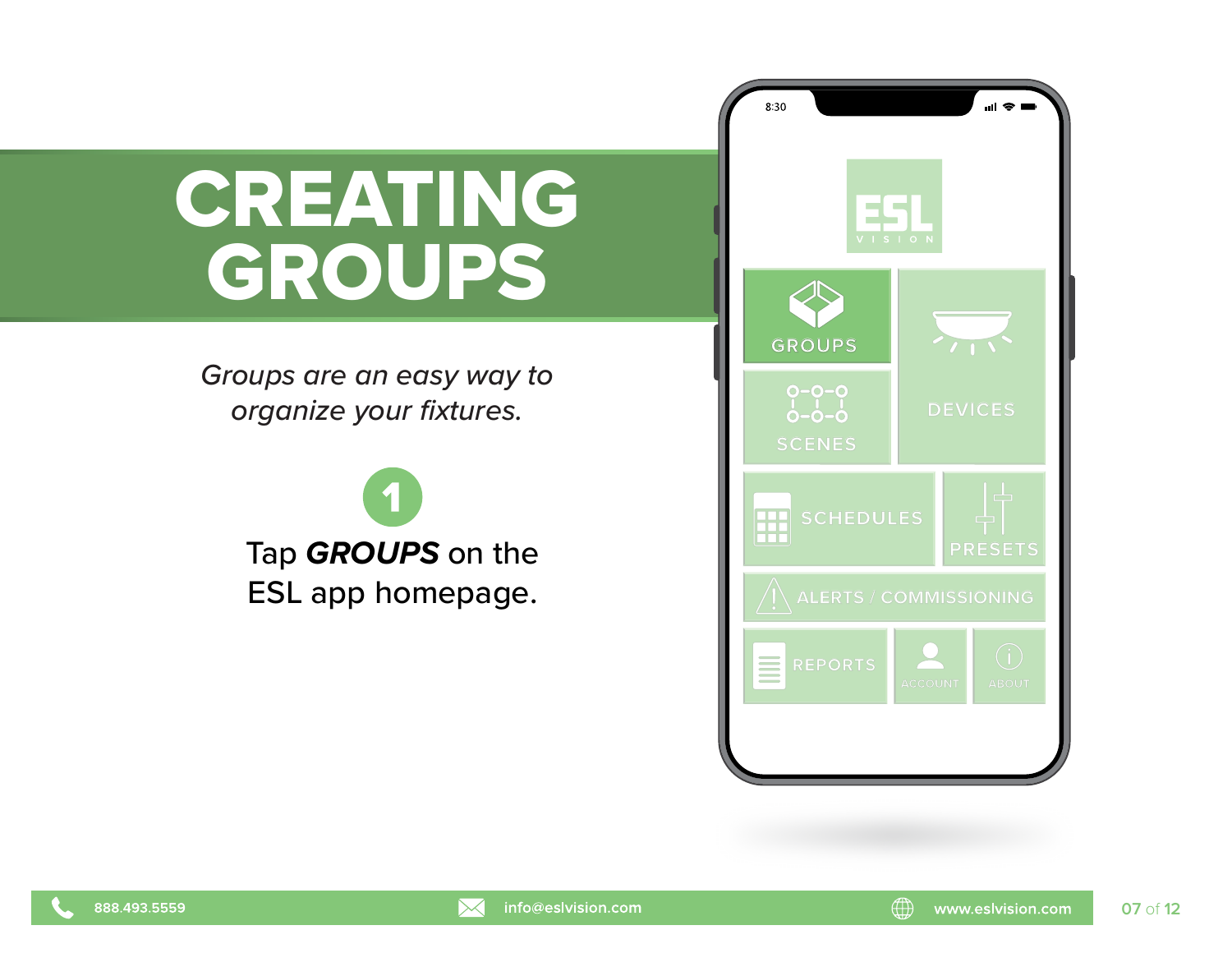# CREATING GROUPS

*Groups are an easy way to organize your fixtures.*

1

Tap ***GROUPS*** on the ESL app homepage.

888.493.5559 info@eslvision.com www.eslvision.com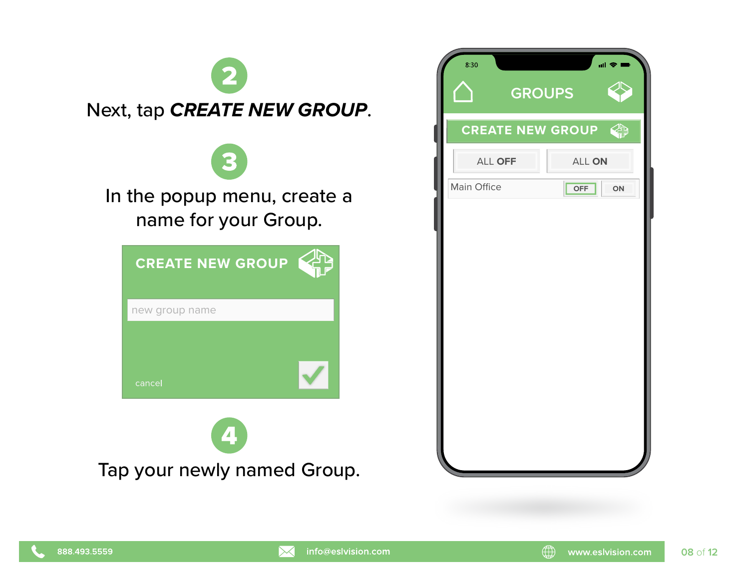**2**

Next, tap ***CREATE NEW GROUP***.

**3**

In the popup menu, create a name for your Group.

CREATE NEW GROUP

new group name

cancel

**4**

Tap your newly named Group.

GROUPS

CREATE NEW GROUP

ALL **OFF** | ALL **ON**

Main Office OFF ON

888.493.5559 | info@eslvision.com | www.eslvision.com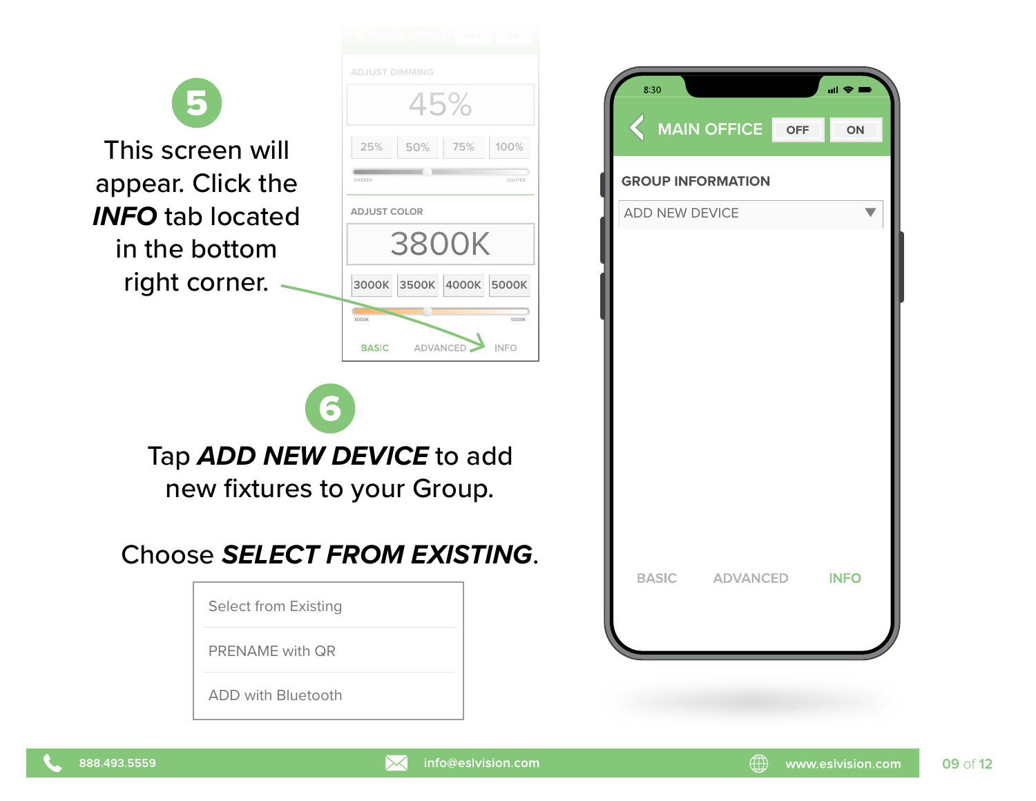**5**

This screen will appear. Click the ***INFO*** tab located in the bottom right corner.

**6**

Tap ***ADD NEW DEVICE*** to add new fixtures to your Group.

Choose ***SELECT FROM EXISTING***.

- Select from Existing
- PRENAME with QR
- ADD with Bluetooth

888.493.5559 | info@eslvision.com | www.eslvision.com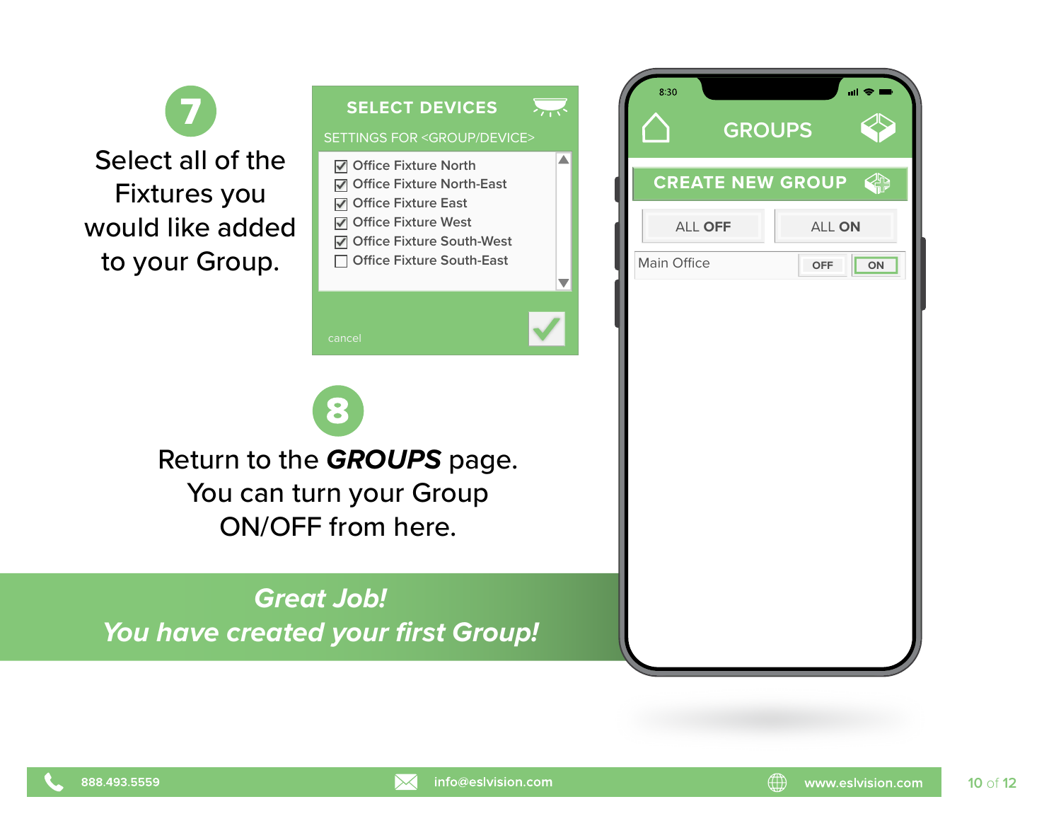**7**

Select all of the Fixtures you would like added to your Group.

SELECT DEVICES

SETTINGS FOR <GROUP/DEVICE>

- [x] Office Fixture North
- [x] Office Fixture North-East
- [x] Office Fixture East
- [x] Office Fixture West
- [x] Office Fixture South-West
- [ ] Office Fixture South-East

cancel

**8**

Return to the ***GROUPS*** page. You can turn your Group ON/OFF from here.

8:30

GROUPS

CREATE NEW GROUP

ALL **OFF** | ALL **ON**

Main Office | OFF | ON

***Great Job!***
***You have created your first Group!***

888.493.5559 | info@eslvision.com | www.eslvision.com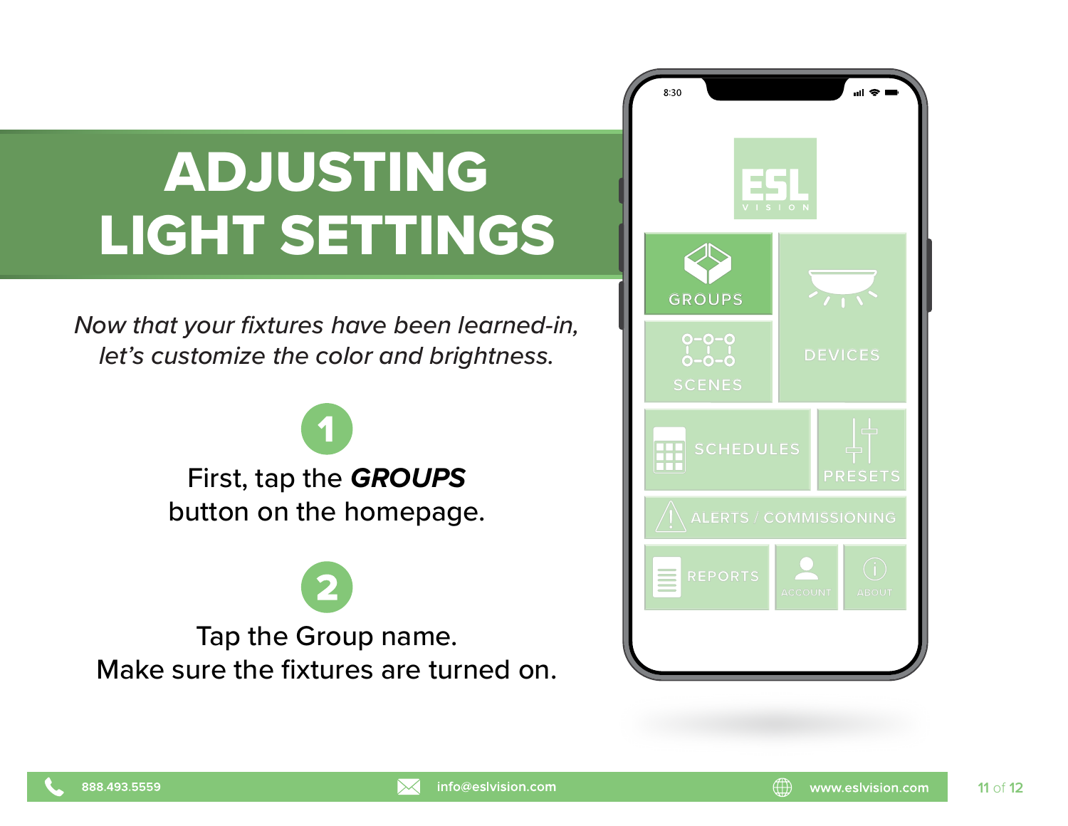# ADJUSTING LIGHT SETTINGS

*Now that your fixtures have been learned-in, let's customize the color and brightness.*

**1**

First, tap the ***GROUPS*** button on the homepage.

**2**

Tap the Group name. Make sure the fixtures are turned on.

888.493.5559 | info@eslvision.com | www.eslvision.com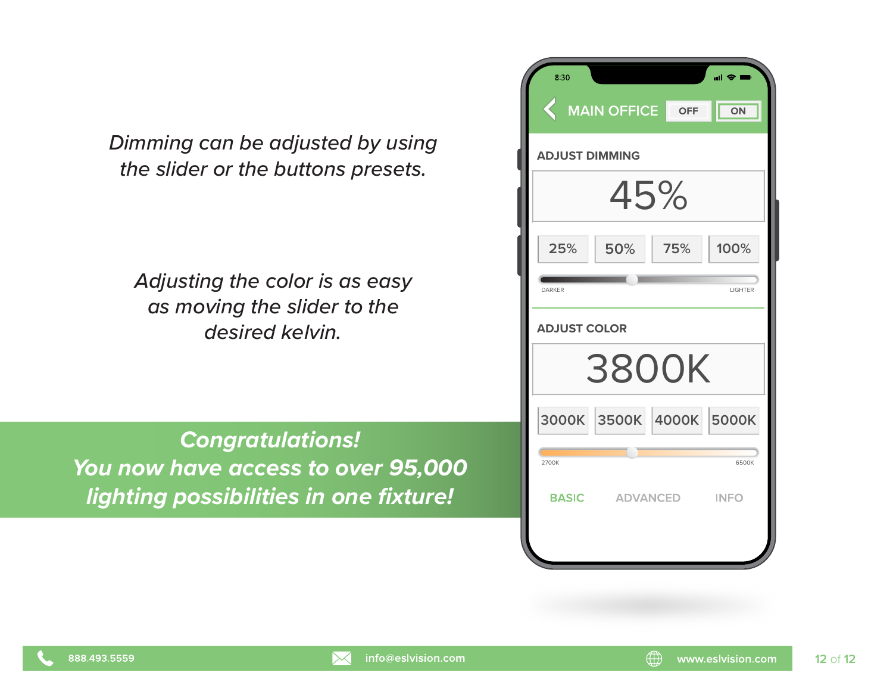*Dimming can be adjusted by using the slider or the buttons presets.*

*Adjusting the color is as easy as moving the slider to the desired kelvin.*

***Congratulations!***
***You now have access to over 95,000 lighting possibilities in one fixture!***

8:30

MAIN OFFICE OFF ON

ADJUST DIMMING

45%

25% 50% 75% 100%

DARKER LIGHTER

ADJUST COLOR

3800K

3000K 3500K 4000K 5000K

2700K 6500K

BASIC ADVANCED INFO

888.493.5559 info@eslvision.com www.eslvision.com